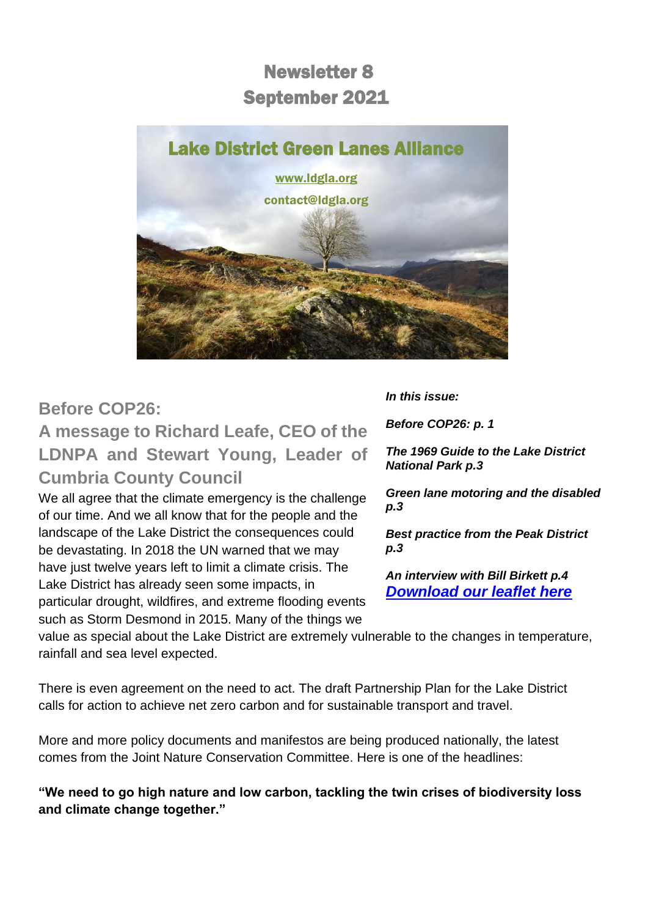# Newsletter 8
# September 2021

## Lake District Green Lanes Alliance

www.ldgla.org

contact@ldgla.org

*In this issue:*

*Before COP26: p. 1*

*The 1969 Guide to the Lake District National Park p.3*

*Green lane motoring and the disabled p.3*

*Best practice from the Peak District p.3*

*An interview with Bill Birkett p.4*

***Download our leaflet here***

## Before COP26:

## A message to Richard Leafe, CEO of the LDNPA and Stewart Young, Leader of Cumbria County Council

We all agree that the climate emergency is the challenge of our time. And we all know that for the people and the landscape of the Lake District the consequences could be devastating. In 2018 the UN warned that we may have just twelve years left to limit a climate crisis. The Lake District has already seen some impacts, in particular drought, wildfires, and extreme flooding events such as Storm Desmond in 2015. Many of the things we value as special about the Lake District are extremely vulnerable to the changes in temperature, rainfall and sea level expected.

There is even agreement on the need to act. The draft Partnership Plan for the Lake District calls for action to achieve net zero carbon and for sustainable transport and travel.

More and more policy documents and manifestos are being produced nationally, the latest comes from the Joint Nature Conservation Committee. Here is one of the headlines:

**"We need to go high nature and low carbon, tackling the twin crises of biodiversity loss and climate change together."**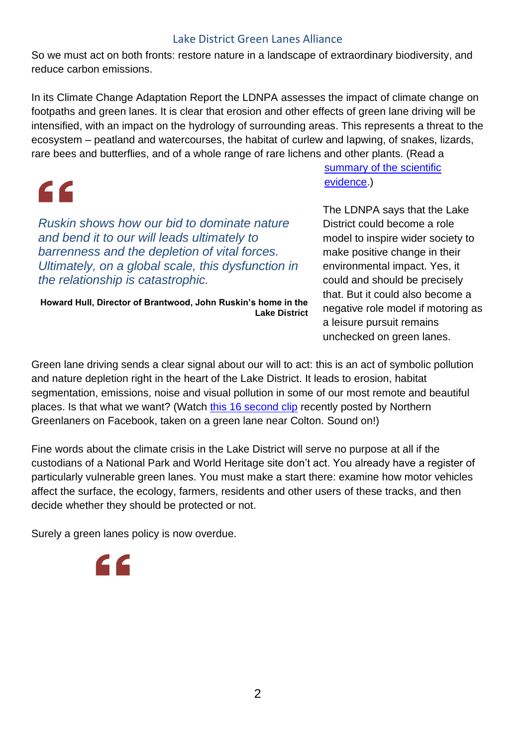So we must act on both fronts: restore nature in a landscape of extraordinary biodiversity, and reduce carbon emissions.

In its Climate Change Adaptation Report the LDNPA assesses the impact of climate change on footpaths and green lanes. It is clear that erosion and other effects of green lane driving will be intensified, with an impact on the hydrology of surrounding areas. This represents a threat to the ecosystem – peatland and watercourses, the habitat of curlew and lapwing, of snakes, lizards, rare bees and butterflies, and of a whole range of rare lichens and other plants. (Read a summary of the scientific evidence.)

> *Ruskin shows how our bid to dominate nature and bend it to our will leads ultimately to barrenness and the depletion of vital forces. Ultimately, on a global scale, this dysfunction in the relationship is catastrophic.*
>
> **Howard Hull, Director of Brantwood, John Ruskin's home in the Lake District**

The LDNPA says that the Lake District could become a role model to inspire wider society to make positive change in their environmental impact. Yes, it could and should be precisely that. But it could also become a negative role model if motoring as a leisure pursuit remains unchecked on green lanes.

Green lane driving sends a clear signal about our will to act: this is an act of symbolic pollution and nature depletion right in the heart of the Lake District. It leads to erosion, habitat segmentation, emissions, noise and visual pollution in some of our most remote and beautiful places. Is that what we want? (Watch this 16 second clip recently posted by Northern Greenlaners on Facebook, taken on a green lane near Colton. Sound on!)

Fine words about the climate crisis in the Lake District will serve no purpose at all if the custodians of a National Park and World Heritage site don't act. You already have a register of particularly vulnerable green lanes. You must make a start there: examine how motor vehicles affect the surface, the ecology, farmers, residents and other users of these tracks, and then decide whether they should be protected or not.

Surely a green lanes policy is now overdue.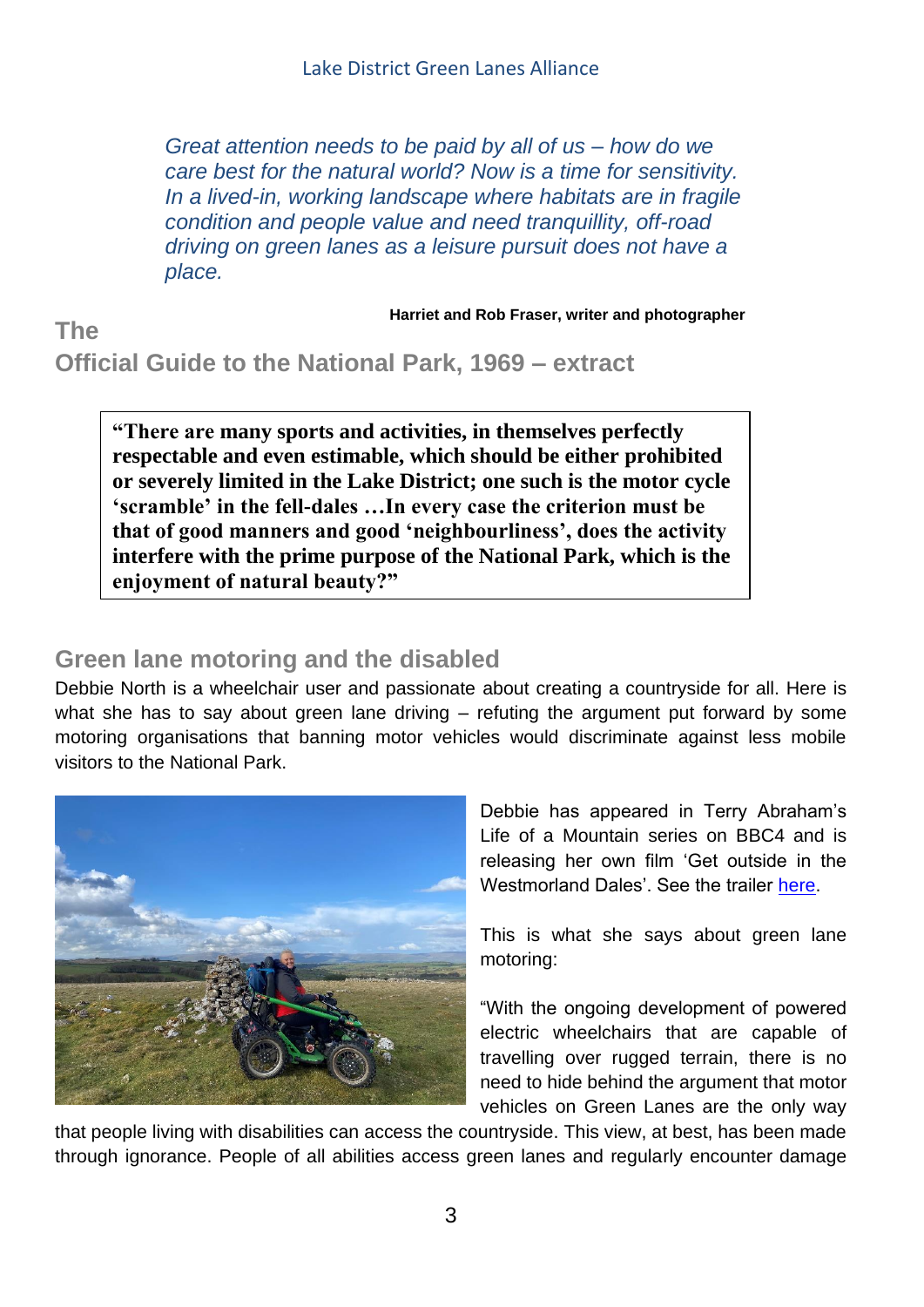*Great attention needs to be paid by all of us – how do we care best for the natural world? Now is a time for sensitivity. In a lived-in, working landscape where habitats are in fragile condition and people value and need tranquillity, off-road driving on green lanes as a leisure pursuit does not have a place.*

**Harriet and Rob Fraser, writer and photographer**

## The Official Guide to the National Park, 1969 – extract

> **"There are many sports and activities, in themselves perfectly respectable and even estimable, which should be either prohibited or severely limited in the Lake District; one such is the motor cycle 'scramble' in the fell-dales …In every case the criterion must be that of good manners and good 'neighbourliness', does the activity interfere with the prime purpose of the National Park, which is the enjoyment of natural beauty?"**

## Green lane motoring and the disabled

Debbie North is a wheelchair user and passionate about creating a countryside for all. Here is what she has to say about green lane driving – refuting the argument put forward by some motoring organisations that banning motor vehicles would discriminate against less mobile visitors to the National Park.

Debbie has appeared in Terry Abraham's Life of a Mountain series on BBC4 and is releasing her own film 'Get outside in the Westmorland Dales'. See the trailer here.

This is what she says about green lane motoring:

"With the ongoing development of powered electric wheelchairs that are capable of travelling over rugged terrain, there is no need to hide behind the argument that motor vehicles on Green Lanes are the only way that people living with disabilities can access the countryside. This view, at best, has been made through ignorance. People of all abilities access green lanes and regularly encounter damage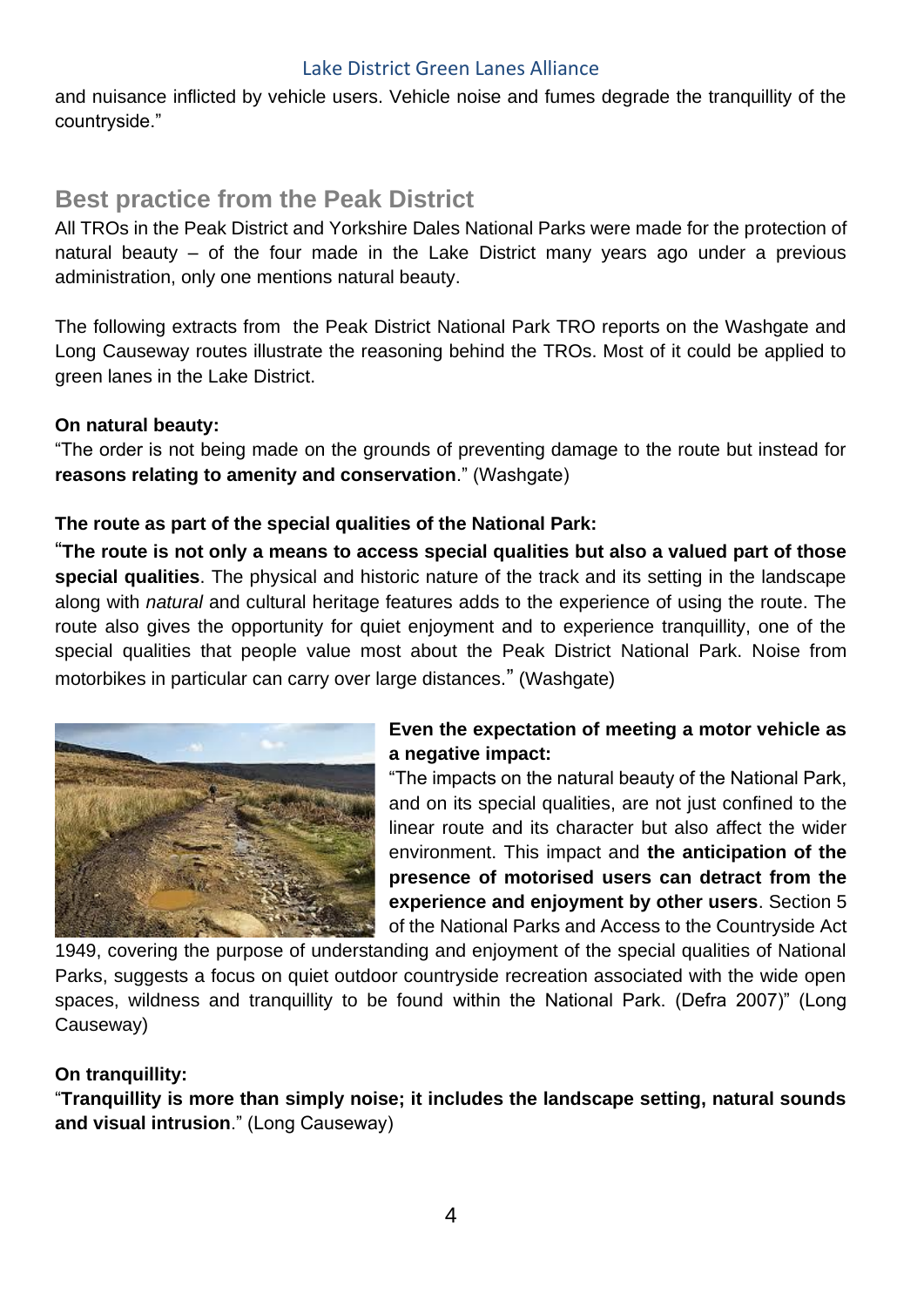and nuisance inflicted by vehicle users. Vehicle noise and fumes degrade the tranquillity of the countryside."

## Best practice from the Peak District

All TROs in the Peak District and Yorkshire Dales National Parks were made for the protection of natural beauty – of the four made in the Lake District many years ago under a previous administration, only one mentions natural beauty.

The following extracts from the Peak District National Park TRO reports on the Washgate and Long Causeway routes illustrate the reasoning behind the TROs. Most of it could be applied to green lanes in the Lake District.

**On natural beauty:**

"The order is not being made on the grounds of preventing damage to the route but instead for **reasons relating to amenity and conservation**." (Washgate)

**The route as part of the special qualities of the National Park:**

"**The route is not only a means to access special qualities but also a valued part of those special qualities**. The physical and historic nature of the track and its setting in the landscape along with *natural* and cultural heritage features adds to the experience of using the route. The route also gives the opportunity for quiet enjoyment and to experience tranquillity, one of the special qualities that people value most about the Peak District National Park. Noise from motorbikes in particular can carry over large distances." (Washgate)

**Even the expectation of meeting a motor vehicle as a negative impact:**

"The impacts on the natural beauty of the National Park, and on its special qualities, are not just confined to the linear route and its character but also affect the wider environment. This impact and **the anticipation of the presence of motorised users can detract from the experience and enjoyment by other users**. Section 5 of the National Parks and Access to the Countryside Act 1949, covering the purpose of understanding and enjoyment of the special qualities of National Parks, suggests a focus on quiet outdoor countryside recreation associated with the wide open spaces, wildness and tranquillity to be found within the National Park. (Defra 2007)" (Long Causeway)

**On tranquillity:**

"**Tranquillity is more than simply noise; it includes the landscape setting, natural sounds and visual intrusion**." (Long Causeway)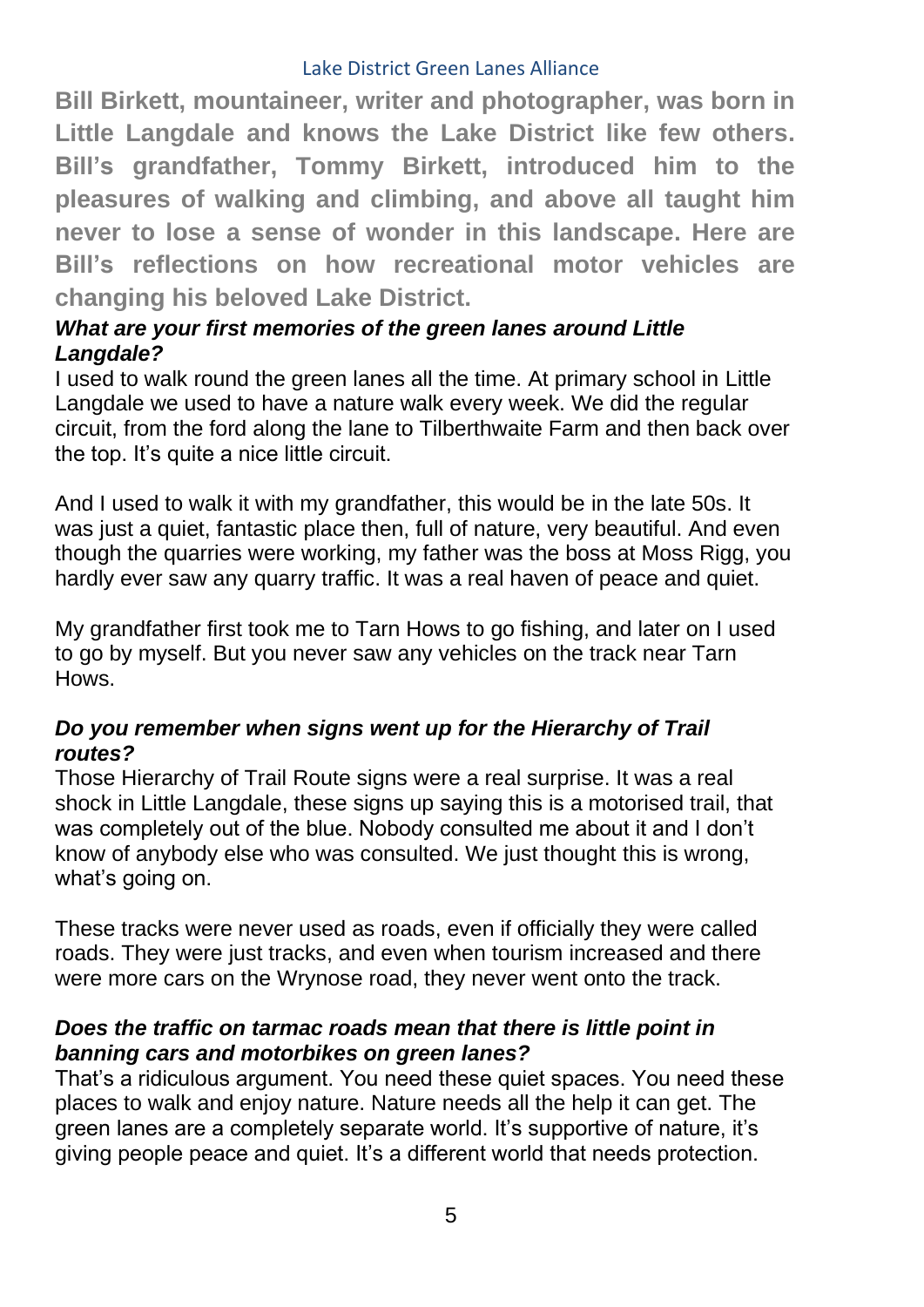**Bill Birkett, mountaineer, writer and photographer, was born in Little Langdale and knows the Lake District like few others. Bill's grandfather, Tommy Birkett, introduced him to the pleasures of walking and climbing, and above all taught him never to lose a sense of wonder in this landscape. Here are Bill's reflections on how recreational motor vehicles are changing his beloved Lake District.**

***What are your first memories of the green lanes around Little Langdale?***

I used to walk round the green lanes all the time. At primary school in Little Langdale we used to have a nature walk every week. We did the regular circuit, from the ford along the lane to Tilberthwaite Farm and then back over the top. It's quite a nice little circuit.

And I used to walk it with my grandfather, this would be in the late 50s. It was just a quiet, fantastic place then, full of nature, very beautiful. And even though the quarries were working, my father was the boss at Moss Rigg, you hardly ever saw any quarry traffic. It was a real haven of peace and quiet.

My grandfather first took me to Tarn Hows to go fishing, and later on I used to go by myself. But you never saw any vehicles on the track near Tarn Hows.

***Do you remember when signs went up for the Hierarchy of Trail routes?***

Those Hierarchy of Trail Route signs were a real surprise. It was a real shock in Little Langdale, these signs up saying this is a motorised trail, that was completely out of the blue. Nobody consulted me about it and I don't know of anybody else who was consulted. We just thought this is wrong, what's going on.

These tracks were never used as roads, even if officially they were called roads. They were just tracks, and even when tourism increased and there were more cars on the Wrynose road, they never went onto the track.

***Does the traffic on tarmac roads mean that there is little point in banning cars and motorbikes on green lanes?***

That's a ridiculous argument. You need these quiet spaces. You need these places to walk and enjoy nature. Nature needs all the help it can get. The green lanes are a completely separate world. It's supportive of nature, it's giving people peace and quiet. It's a different world that needs protection.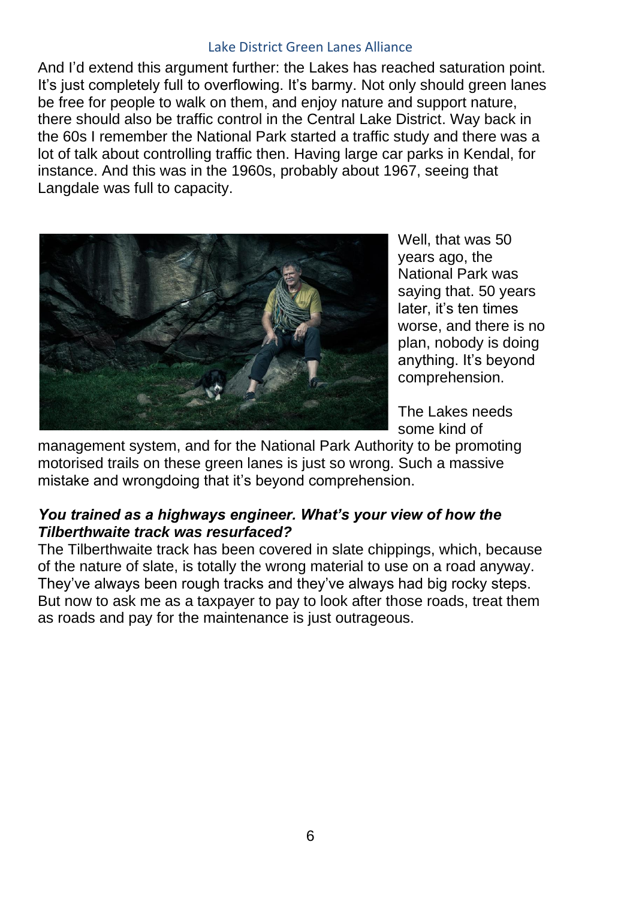And I'd extend this argument further: the Lakes has reached saturation point. It's just completely full to overflowing. It's barmy. Not only should green lanes be free for people to walk on them, and enjoy nature and support nature, there should also be traffic control in the Central Lake District. Way back in the 60s I remember the National Park started a traffic study and there was a lot of talk about controlling traffic then. Having large car parks in Kendal, for instance. And this was in the 1960s, probably about 1967, seeing that Langdale was full to capacity.

Well, that was 50 years ago, the National Park was saying that. 50 years later, it's ten times worse, and there is no plan, nobody is doing anything. It's beyond comprehension.

The Lakes needs some kind of management system, and for the National Park Authority to be promoting motorised trails on these green lanes is just so wrong. Such a massive mistake and wrongdoing that it's beyond comprehension.

***You trained as a highways engineer. What's your view of how the Tilberthwaite track was resurfaced?***

The Tilberthwaite track has been covered in slate chippings, which, because of the nature of slate, is totally the wrong material to use on a road anyway. They've always been rough tracks and they've always had big rocky steps. But now to ask me as a taxpayer to pay to look after those roads, treat them as roads and pay for the maintenance is just outrageous.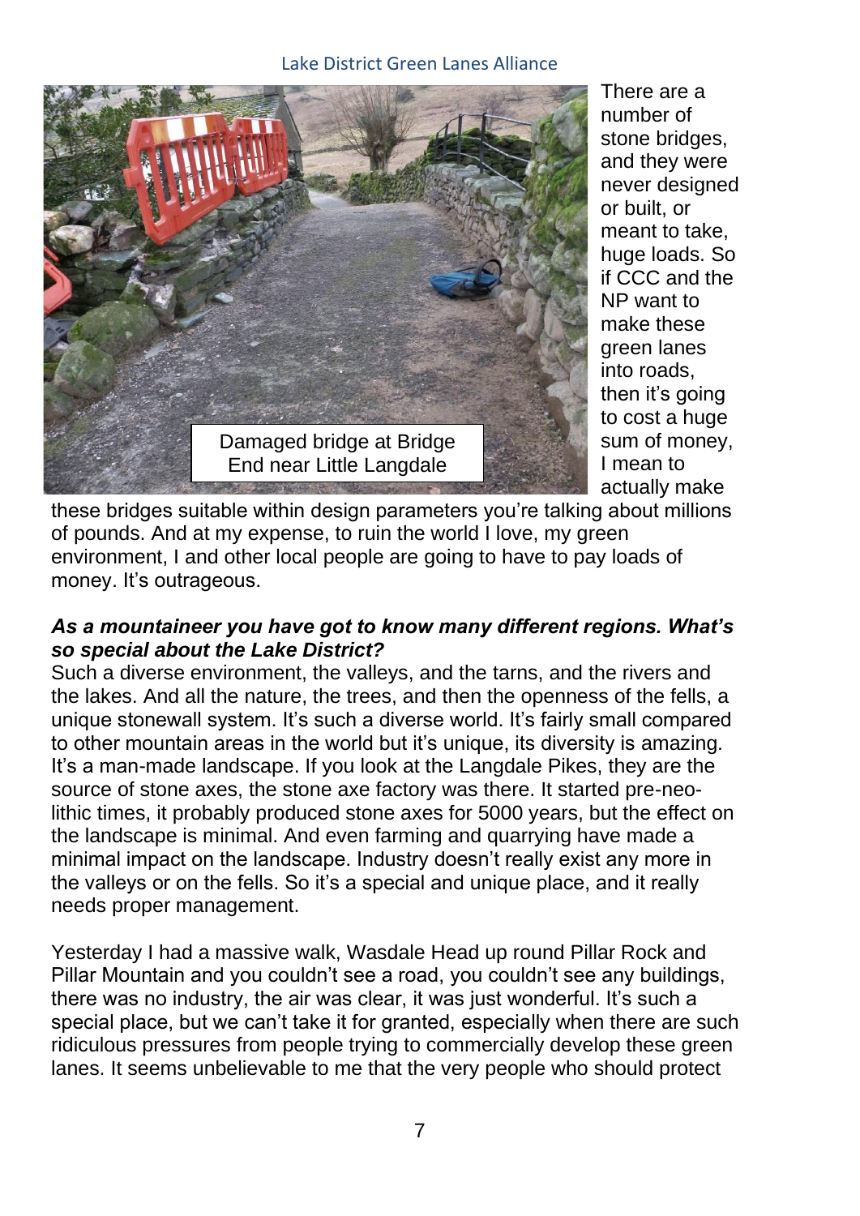Damaged bridge at Bridge End near Little Langdale

There are a number of stone bridges, and they were never designed or built, or meant to take, huge loads. So if CCC and the NP want to make these green lanes into roads, then it's going to cost a huge sum of money, I mean to actually make these bridges suitable within design parameters you're talking about millions of pounds. And at my expense, to ruin the world I love, my green environment, I and other local people are going to have to pay loads of money. It's outrageous.

***As a mountaineer you have got to know many different regions. What's so special about the Lake District?***

Such a diverse environment, the valleys, and the tarns, and the rivers and the lakes. And all the nature, the trees, and then the openness of the fells, a unique stonewall system. It's such a diverse world. It's fairly small compared to other mountain areas in the world but it's unique, its diversity is amazing. It's a man-made landscape. If you look at the Langdale Pikes, they are the source of stone axes, the stone axe factory was there. It started pre-neo-lithic times, it probably produced stone axes for 5000 years, but the effect on the landscape is minimal. And even farming and quarrying have made a minimal impact on the landscape. Industry doesn't really exist any more in the valleys or on the fells. So it's a special and unique place, and it really needs proper management.

Yesterday I had a massive walk, Wasdale Head up round Pillar Rock and Pillar Mountain and you couldn't see a road, you couldn't see any buildings, there was no industry, the air was clear, it was just wonderful. It's such a special place, but we can't take it for granted, especially when there are such ridiculous pressures from people trying to commercially develop these green lanes. It seems unbelievable to me that the very people who should protect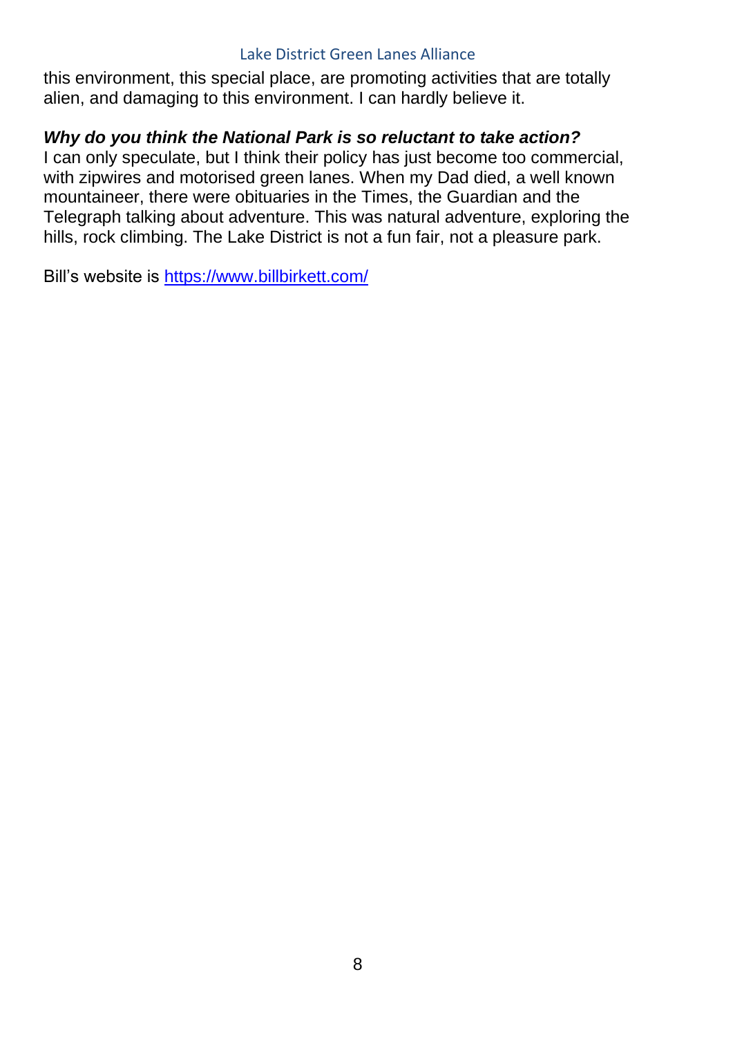this environment, this special place, are promoting activities that are totally alien, and damaging to this environment. I can hardly believe it.

***Why do you think the National Park is so reluctant to take action?***

I can only speculate, but I think their policy has just become too commercial, with zipwires and motorised green lanes. When my Dad died, a well known mountaineer, there were obituaries in the Times, the Guardian and the Telegraph talking about adventure. This was natural adventure, exploring the hills, rock climbing. The Lake District is not a fun fair, not a pleasure park.

Bill's website is [https://www.billbirkett.com/](https://www.billbirkett.com/)